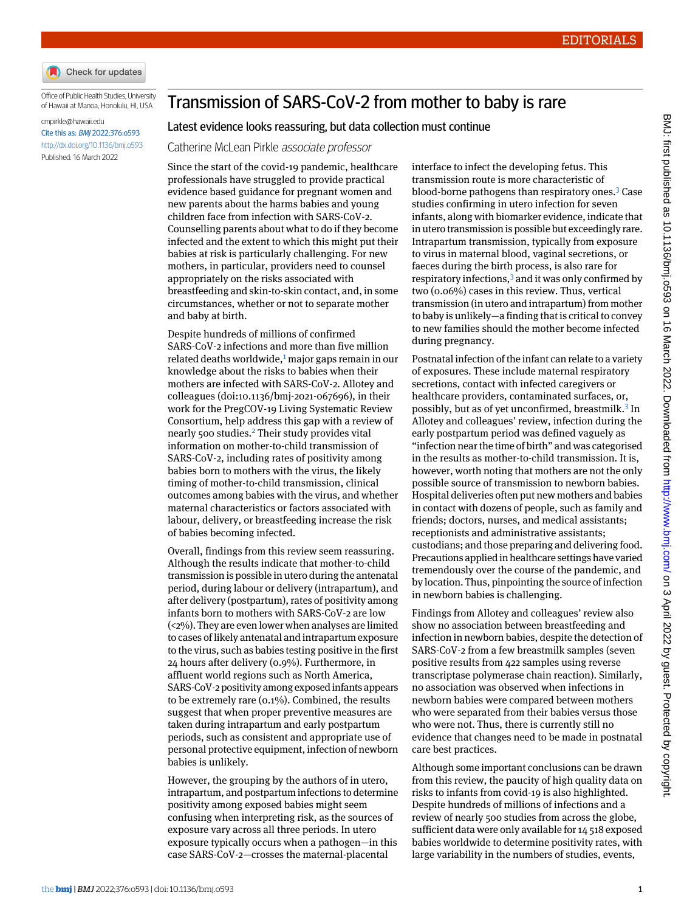Office of Public Health Studies, University of Hawaii at Manoa, Honolulu, HI, USA

cmpirkle@hawaii.edu

Cite this as: *BMJ* 2022;376:o593

http://dx.doi.org/10.1136/bmj.o593

Published: 16 March 2022

# Transmission of SARS-CoV-2 from mother to baby is rare

## Latest evidence looks reassuring, but data collection must continue

Catherine McLean Pirkle *associate professor*

Since the start of the covid-19 pandemic, healthcare professionals have struggled to provide practical evidence based guidance for pregnant women and new parents about the harms babies and young children face from infection with SARS-CoV-2. Counselling parents about what to do if they become infected and the extent to which this might put their babies at risk is particularly challenging. For new mothers, in particular, providers need to counsel appropriately on the risks associated with breastfeeding and skin-to-skin contact, and, in some circumstances, whether or not to separate mother and baby at birth.

Despite hundreds of millions of confirmed SARS-CoV-2 infections and more than five million related deaths worldwide,[1] major gaps remain in our knowledge about the risks to babies when their mothers are infected with SARS-CoV-2. Allotey and colleagues (doi:10.1136/bmj-2021-067696), in their work for the PregCOV-19 Living Systematic Review Consortium, help address this gap with a review of nearly 500 studies.[2] Their study provides vital information on mother-to-child transmission of SARS-CoV-2, including rates of positivity among babies born to mothers with the virus, the likely timing of mother-to-child transmission, clinical outcomes among babies with the virus, and whether maternal characteristics or factors associated with labour, delivery, or breastfeeding increase the risk of babies becoming infected.

Overall, findings from this review seem reassuring. Although the results indicate that mother-to-child transmission is possible in utero during the antenatal period, during labour or delivery (intrapartum), and after delivery (postpartum), rates of positivity among infants born to mothers with SARS-CoV-2 are low (<2%). They are even lower when analyses are limited to cases of likely antenatal and intrapartum exposure to the virus, such as babies testing positive in the first 24 hours after delivery (0.9%). Furthermore, in affluent world regions such as North America, SARS-CoV-2 positivity among exposed infants appears to be extremely rare (0.1%). Combined, the results suggest that when proper preventive measures are taken during intrapartum and early postpartum periods, such as consistent and appropriate use of personal protective equipment, infection of newborn babies is unlikely.

However, the grouping by the authors of in utero, intrapartum, and postpartum infections to determine positivity among exposed babies might seem confusing when interpreting risk, as the sources of exposure vary across all three periods. In utero exposure typically occurs when a pathogen—in this case SARS-CoV-2—crosses the maternal-placental interface to infect the developing fetus. This transmission route is more characteristic of blood-borne pathogens than respiratory ones.[3] Case studies confirming in utero infection for seven infants, along with biomarker evidence, indicate that in utero transmission is possible but exceedingly rare. Intrapartum transmission, typically from exposure to virus in maternal blood, vaginal secretions, or faeces during the birth process, is also rare for respiratory infections,[3] and it was only confirmed by two (0.06%) cases in this review. Thus, vertical transmission (in utero and intrapartum) from mother to baby is unlikely—a finding that is critical to convey to new families should the mother become infected during pregnancy.

Postnatal infection of the infant can relate to a variety of exposures. These include maternal respiratory secretions, contact with infected caregivers or healthcare providers, contaminated surfaces, or, possibly, but as of yet unconfirmed, breastmilk.[3] In Allotey and colleagues' review, infection during the early postpartum period was defined vaguely as "infection near the time of birth" and was categorised in the results as mother-to-child transmission. It is, however, worth noting that mothers are not the only possible source of transmission to newborn babies. Hospital deliveries often put new mothers and babies in contact with dozens of people, such as family and friends; doctors, nurses, and medical assistants; receptionists and administrative assistants; custodians; and those preparing and delivering food. Precautions applied in healthcare settings have varied tremendously over the course of the pandemic, and by location. Thus, pinpointing the source of infection in newborn babies is challenging.

Findings from Allotey and colleagues' review also show no association between breastfeeding and infection in newborn babies, despite the detection of SARS-CoV-2 from a few breastmilk samples (seven positive results from 422 samples using reverse transcriptase polymerase chain reaction). Similarly, no association was observed when infections in newborn babies were compared between mothers who were separated from their babies versus those who were not. Thus, there is currently still no evidence that changes need to be made in postnatal care best practices.

Although some important conclusions can be drawn from this review, the paucity of high quality data on risks to infants from covid-19 is also highlighted. Despite hundreds of millions of infections and a review of nearly 500 studies from across the globe, sufficient data were only available for 14 518 exposed babies worldwide to determine positivity rates, with large variability in the numbers of studies, events,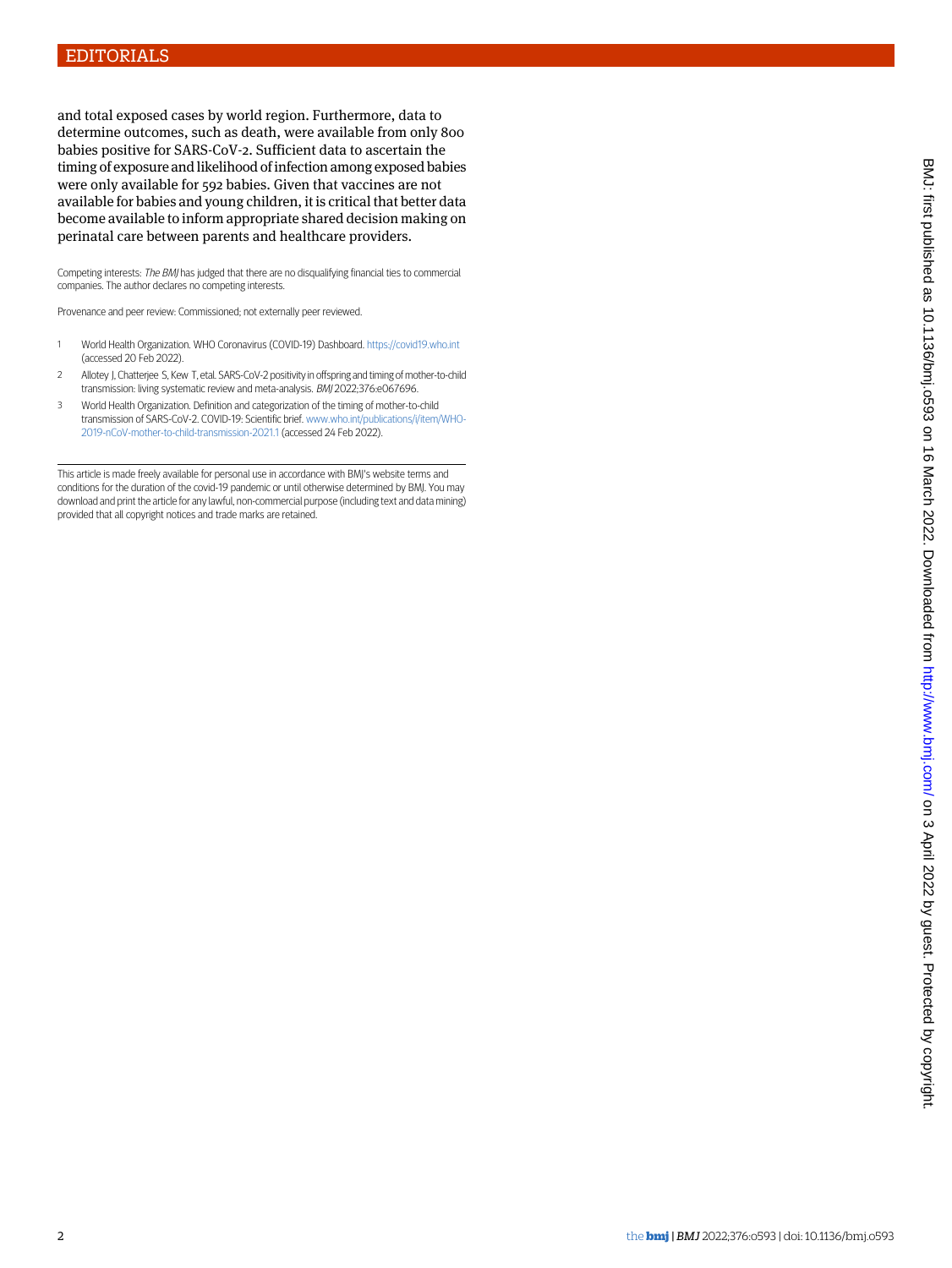and total exposed cases by world region. Furthermore, data to determine outcomes, such as death, were available from only 800 babies positive for SARS-CoV-2. Sufficient data to ascertain the timing of exposure and likelihood of infection among exposed babies were only available for 592 babies. Given that vaccines are not available for babies and young children, it is critical that better data become available to inform appropriate shared decision making on perinatal care between parents and healthcare providers.

Competing interests: *The BMJ* has judged that there are no disqualifying financial ties to commercial companies. The author declares no competing interests.

Provenance and peer review: Commissioned; not externally peer reviewed.

1. World Health Organization. WHO Coronavirus (COVID-19) Dashboard. https://covid19.who.int (accessed 20 Feb 2022).
2. Allotey J, Chatterjee S, Kew T, etal. SARS-CoV-2 positivity in offspring and timing of mother-to-child transmission: living systematic review and meta-analysis. *BMJ* 2022;376:e067696.
3. World Health Organization. Definition and categorization of the timing of mother-to-child transmission of SARS-CoV-2. COVID-19: Scientific brief. www.who.int/publications/i/item/WHO-2019-nCoV-mother-to-child-transmission-2021.1 (accessed 24 Feb 2022).

This article is made freely available for personal use in accordance with BMJ's website terms and conditions for the duration of the covid-19 pandemic or until otherwise determined by BMJ. You may download and print the article for any lawful, non-commercial purpose (including text and data mining) provided that all copyright notices and trade marks are retained.